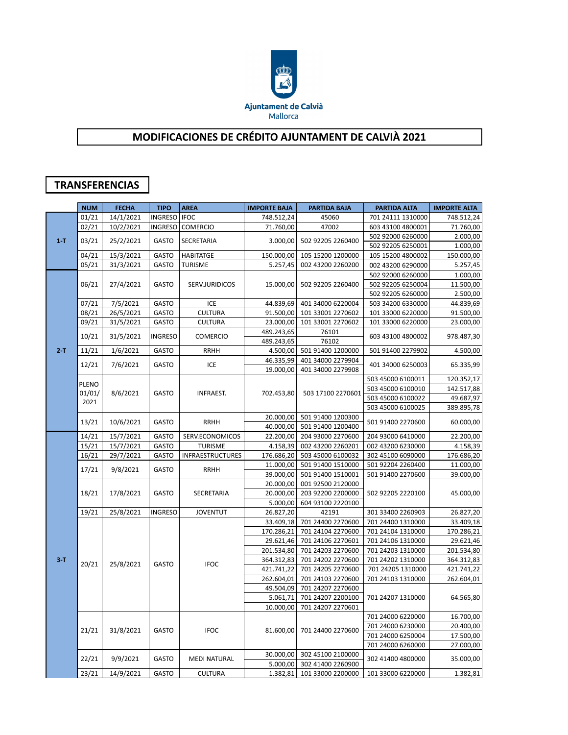Ajuntament de Calvià
Mallorca

# MODIFICACIONES DE CRÉDITO AJUNTAMENT DE CALVIÀ 2021

## TRANSFERENCIAS

| | NUM | FECHA | TIPO | AREA | IMPORTE BAJA | PARTIDA BAJA | PARTIDA ALTA | IMPORTE ALTA |
|---|---|---|---|---|---|---|---|---|
| 1-T | 01/21 | 14/1/2021 | INGRESO | IFOC | 748.512,24 | 45060 | 701 24111 1310000 | 748.512,24 |
| | 02/21 | 10/2/2021 | INGRESO | COMERCIO | 71.760,00 | 47002 | 603 43100 4800001 | 71.760,00 |
| | 03/21 | 25/2/2021 | GASTO | SECRETARIA | 3.000,00 | 502 92205 2260400 | 502 92000 6260000 | 2.000,00 |
| | | | | | | | 502 92205 6250001 | 1.000,00 |
| | 04/21 | 15/3/2021 | GASTO | HABITATGE | 150.000,00 | 105 15200 1200000 | 105 15200 4800002 | 150.000,00 |
| | 05/21 | 31/3/2021 | GASTO | TURISME | 5.257,45 | 002 43200 2260200 | 002 43200 6290000 | 5.257,45 |
| 2-T | 06/21 | 27/4/2021 | GASTO | SERV.JURIDICOS | 15.000,00 | 502 92205 2260400 | 502 92000 6260000 | 1.000,00 |
| | | | | | | | 502 92205 6250004 | 11.500,00 |
| | | | | | | | 502 92205 6260000 | 2.500,00 |
| | 07/21 | 7/5/2021 | GASTO | ICE | 44.839,69 | 401 34000 6220004 | 503 34200 6330000 | 44.839,69 |
| | 08/21 | 26/5/2021 | GASTO | CULTURA | 91.500,00 | 101 33001 2270602 | 101 33000 6220000 | 91.500,00 |
| | 09/21 | 31/5/2021 | GASTO | CULTURA | 23.000,00 | 101 33001 2270602 | 101 33000 6220000 | 23.000,00 |
| | 10/21 | 31/5/2021 | INGRESO | COMERCIO | 489.243,65 | 76101 | 603 43100 4800002 | 978.487,30 |
| | | | | | 489.243,65 | 76102 | | |
| | 11/21 | 1/6/2021 | GASTO | RRHH | 4.500,00 | 501 91400 1200000 | 501 91400 2279902 | 4.500,00 |
| | 12/21 | 7/6/2021 | GASTO | ICE | 46.335,99 | 401 34000 2279904 | 401 34000 6250003 | 65.335,99 |
| | | | | | 19.000,00 | 401 34000 2279908 | | |
| | PLENO 01/01/2021 | 8/6/2021 | GASTO | INFRAEST. | 702.453,80 | 503 17100 2270601 | 503 45000 6100011 | 120.352,17 |
| | | | | | | | 503 45000 6100010 | 142.517,88 |
| | | | | | | | 503 45000 6100022 | 49.687,97 |
| | | | | | | | 503 45000 6100025 | 389.895,78 |
| | 13/21 | 10/6/2021 | GASTO | RRHH | 20.000,00 | 501 91400 1200300 | 501 91400 2270600 | 60.000,00 |
| | | | | | 40.000,00 | 501 91400 1200400 | | |
| 3-T | 14/21 | 15/7/2021 | GASTO | SERV.ECONOMICOS | 22.200,00 | 204 93000 2270600 | 204 93000 6410000 | 22.200,00 |
| | 15/21 | 15/7/2021 | GASTO | TURISME | 4.158,39 | 002 43200 2260201 | 002 43200 6230000 | 4.158,39 |
| | 16/21 | 29/7/2021 | GASTO | INFRAESTRUCTURES | 176.686,20 | 503 45000 6100032 | 302 45100 6090000 | 176.686,20 |
| | 17/21 | 9/8/2021 | GASTO | RRHH | 11.000,00 | 501 91400 1510000 | 501 92204 2260400 | 11.000,00 |
| | | | | | 39.000,00 | 501 91400 1510001 | 501 91400 2270600 | 39.000,00 |
| | 18/21 | 17/8/2021 | GASTO | SECRETARIA | 20.000,00 | 001 92500 2120000 | 502 92205 2220100 | 45.000,00 |
| | | | | | 20.000,00 | 203 92200 2200000 | | |
| | | | | | 5.000,00 | 604 93100 2220100 | | |
| | 19/21 | 25/8/2021 | INGRESO | JOVENTUT | 26.827,20 | 42191 | 301 33400 2260903 | 26.827,20 |
| | 20/21 | 25/8/2021 | GASTO | IFOC | 33.409,18 | 701 24400 2270600 | 701 24400 1310000 | 33.409,18 |
| | | | | | 170.286,21 | 701 24104 2270600 | 701 24104 1310000 | 170.286,21 |
| | | | | | 29.621,46 | 701 24106 2270601 | 701 24106 1310000 | 29.621,46 |
| | | | | | 201.534,80 | 701 24203 2270600 | 701 24203 1310000 | 201.534,80 |
| | | | | | 364.312,83 | 701 24202 2270600 | 701 24202 1310000 | 364.312,83 |
| | | | | | 421.741,22 | 701 24205 2270600 | 701 24205 1310000 | 421.741,22 |
| | | | | | 262.604,01 | 701 24103 2270600 | 701 24103 1310000 | 262.604,01 |
| | | | | | 49.504,09 | 701 24207 2270600 | 701 24207 1310000 | 64.565,80 |
| | | | | | 5.061,71 | 701 24207 2200100 | | |
| | | | | | 10.000,00 | 701 24207 2270601 | | |
| | 21/21 | 31/8/2021 | GASTO | IFOC | 81.600,00 | 701 24400 2270600 | 701 24000 6220000 | 16.700,00 |
| | | | | | | | 701 24000 6230000 | 20.400,00 |
| | | | | | | | 701 24000 6250004 | 17.500,00 |
| | | | | | | | 701 24000 6260000 | 27.000,00 |
| | 22/21 | 9/9/2021 | GASTO | MEDI NATURAL | 30.000,00 | 302 45100 2100000 | 302 41400 4800000 | 35.000,00 |
| | | | | | 5.000,00 | 302 41400 2260900 | | |
| | 23/21 | 14/9/2021 | GASTO | CULTURA | 1.382,81 | 101 33000 2200000 | 101 33000 6220000 | 1.382,81 |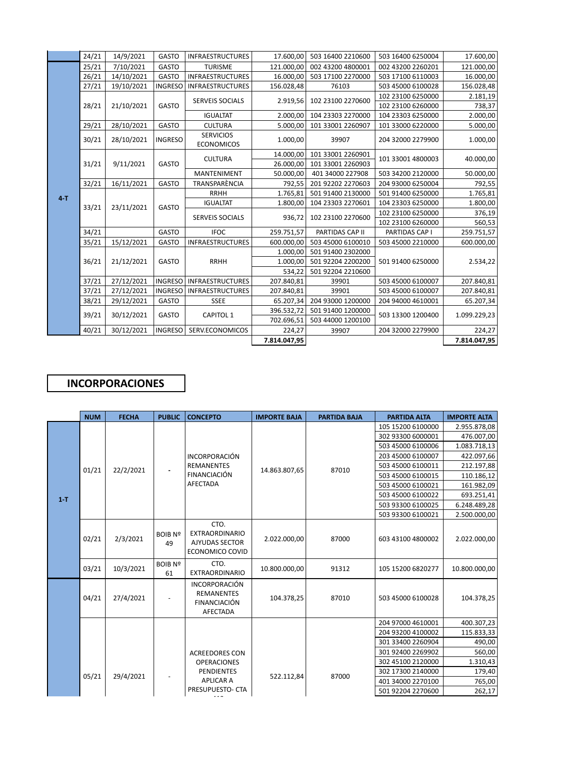|  | 24/21 | 14/9/2021 | GASTO | INFRAESTRUCTURES | 17.600,00 | 503 16400 2210600 | 503 16400 6250004 | 17.600,00 |
|---|---|---|---|---|---|---|---|---|
| 4-T | 25/21 | 7/10/2021 | GASTO | TURISME | 121.000,00 | 002 43200 4800001 | 002 43200 2260201 | 121.000,00 |
|  | 26/21 | 14/10/2021 | GASTO | INFRAESTRUCTURES | 16.000,00 | 503 17100 2270000 | 503 17100 6110003 | 16.000,00 |
|  | 27/21 | 19/10/2021 | INGRESO | INFRAESTRUCTURES | 156.028,48 | 76103 | 503 45000 6100028 | 156.028,48 |
|  | 28/21 | 21/10/2021 | GASTO | SERVEIS SOCIALS | 2.919,56 | 102 23100 2270600 | 102 23100 6250000 | 2.181,19 |
|  |  |  |  |  |  |  | 102 23100 6260000 | 738,37 |
|  |  |  |  | IGUALTAT | 2.000,00 | 104 23303 2270000 | 104 23303 6250000 | 2.000,00 |
|  | 29/21 | 28/10/2021 | GASTO | CULTURA | 5.000,00 | 101 33001 2260907 | 101 33000 6220000 | 5.000,00 |
|  | 30/21 | 28/10/2021 | INGRESO | SERVICIOS ECONOMICOS | 1.000,00 | 39907 | 204 32000 2279900 | 1.000,00 |
|  | 31/21 | 9/11/2021 | GASTO | CULTURA | 14.000,00 | 101 33001 2260901 | 101 33001 4800003 | 40.000,00 |
|  |  |  |  |  | 26.000,00 | 101 33001 2260903 |  |  |
|  |  |  |  | MANTENIMENT | 50.000,00 | 401 34000 227908 | 503 34200 2120000 | 50.000,00 |
|  | 32/21 | 16/11/2021 | GASTO | TRANSPARÈNCIA | 792,55 | 201 92202 2270603 | 204 93000 6250004 | 792,55 |
|  | 33/21 | 23/11/2021 | GASTO | RRHH | 1.765,81 | 501 91400 2130000 | 501 91400 6250000 | 1.765,81 |
|  |  |  |  | IGUALTAT | 1.800,00 | 104 23303 2270601 | 104 23303 6250000 | 1.800,00 |
|  |  |  |  | SERVEIS SOCIALS | 936,72 | 102 23100 2270600 | 102 23100 6250000 | 376,19 |
|  |  |  |  |  |  |  | 102 23100 6260000 | 560,53 |
|  | 34/21 |  | GASTO | IFOC | 259.751,57 | PARTIDAS CAP II | PARTIDAS CAP I | 259.751,57 |
|  | 35/21 | 15/12/2021 | GASTO | INFRAESTRUCTURES | 600.000,00 | 503 45000 6100010 | 503 45000 2210000 | 600.000,00 |
|  | 36/21 | 21/12/2021 | GASTO | RRHH | 1.000,00 | 501 91400 2302000 | 501 91400 6250000 | 2.534,22 |
|  |  |  |  |  | 1.000,00 | 501 92204 2200200 |  |  |
|  |  |  |  |  | 534,22 | 501 92204 2210600 |  |  |
|  | 37/21 | 27/12/2021 | INGRESO | INFRAESTRUCTURES | 207.840,81 | 39901 | 503 45000 6100007 | 207.840,81 |
|  | 37/21 | 27/12/2021 | INGRESO | INFRAESTRUCTURES | 207.840,81 | 39901 | 503 45000 6100007 | 207.840,81 |
|  | 38/21 | 29/12/2021 | GASTO | SSEE | 65.207,34 | 204 93000 1200000 | 204 94000 4610001 | 65.207,34 |
|  | 39/21 | 30/12/2021 | GASTO | CAPITOL 1 | 396.532,72 | 501 91400 1200000 | 503 13300 1200400 | 1.099.229,23 |
|  |  |  |  |  | 702.696,51 | 503 44000 1200100 |  |  |
|  | 40/21 | 30/12/2021 | INGRESO | SERV.ECONOMICOS | 224,27 | 39907 | 204 32000 2279900 | 224,27 |
|  |  |  |  |  | **7.814.047,95** |  |  | **7.814.047,95** |

## INCORPORACIONES

|  | NUM | FECHA | PUBLIC | CONCEPTO | IMPORTE BAJA | PARTIDA BAJA | PARTIDA ALTA | IMPORTE ALTA |
|---|---|---|---|---|---|---|---|---|
| 1-T | 01/21 | 22/2/2021 | - | INCORPORACIÓN REMANENTES FINANCIACIÓN AFECTADA | 14.863.807,65 | 87010 | 105 15200 6100000 | 2.955.878,08 |
|  |  |  |  |  |  |  | 302 93300 6000001 | 476.007,00 |
|  |  |  |  |  |  |  | 503 45000 6100006 | 1.083.718,13 |
|  |  |  |  |  |  |  | 203 45000 6100007 | 422.097,66 |
|  |  |  |  |  |  |  | 503 45000 6100011 | 212.197,88 |
|  |  |  |  |  |  |  | 503 45000 6100015 | 110.186,12 |
|  |  |  |  |  |  |  | 503 45000 6100021 | 161.982,09 |
|  |  |  |  |  |  |  | 503 45000 6100022 | 693.251,41 |
|  |  |  |  |  |  |  | 503 93300 6100025 | 6.248.489,28 |
|  |  |  |  |  |  |  | 503 93300 6100021 | 2.500.000,00 |
|  | 02/21 | 2/3/2021 | BOIB Nº 49 | CTO. EXTRAORDINARIO AJYUDAS SECTOR ECONOMICO COVID | 2.022.000,00 | 87000 | 603 43100 4800002 | 2.022.000,00 |
|  | 03/21 | 10/3/2021 | BOIB Nº 61 | CTO. EXTRAORDINARIO | 10.800.000,00 | 91312 | 105 15200 6820277 | 10.800.000,00 |
|  | 04/21 | 27/4/2021 | - | INCORPORACIÓN REMANENTES FINANCIACIÓN AFECTADA | 104.378,25 | 87010 | 503 45000 6100028 | 104.378,25 |
|  | 05/21 | 29/4/2021 | - | ACREEDORES CON OPERACIONES PENDIENTES APLICAR A PRESUPUESTO- CTA | 522.112,84 | 87000 | 204 97000 4610001 | 400.307,23 |
|  |  |  |  |  |  |  | 204 93200 4100002 | 115.833,33 |
|  |  |  |  |  |  |  | 301 33400 2260904 | 490,00 |
|  |  |  |  |  |  |  | 301 92400 2269902 | 560,00 |
|  |  |  |  |  |  |  | 302 45100 2120000 | 1.310,43 |
|  |  |  |  |  |  |  | 302 17300 2140000 | 179,40 |
|  |  |  |  |  |  |  | 401 34000 2270100 | 765,00 |
|  |  |  |  |  |  |  | 501 92204 2270600 | 262,17 |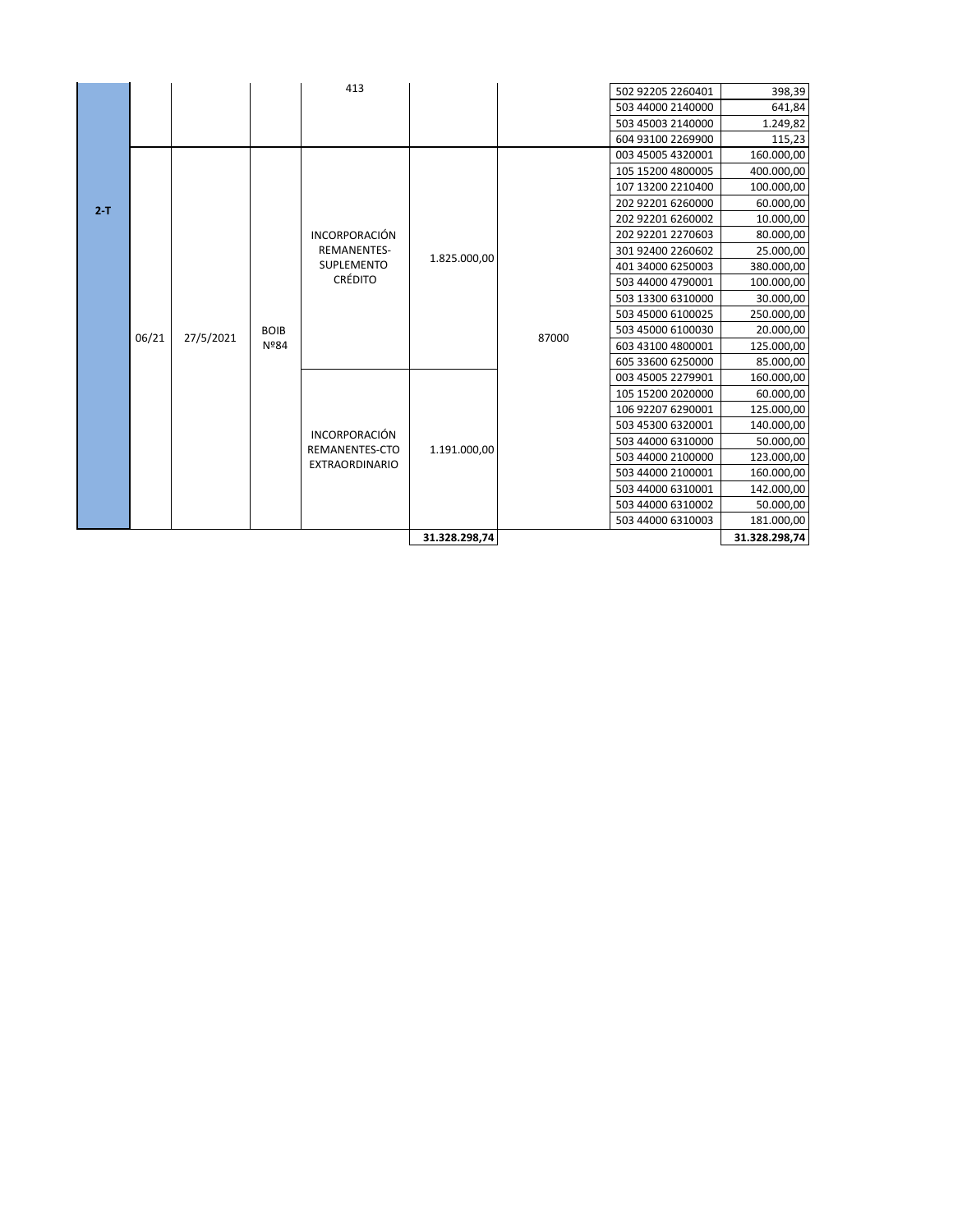| | | | | | | | | |
|---|---|---|---|---|---|---|---|---|
| | | | | 413 | | | 502 92205 2260401 | 398,39 |
| | | | | | | | 503 44000 2140000 | 641,84 |
| | | | | | | | 503 45003 2140000 | 1.249,82 |
| | | | | | | | 604 93100 2269900 | 115,23 |
| 2-T | 06/21 | 27/5/2021 | BOIB Nº84 | INCORPORACIÓN REMANENTES-SUPLEMENTO CRÉDITO | 1.825.000,00 | 87000 | 003 45005 4320001 | 160.000,00 |
| | | | | | | | 105 15200 4800005 | 400.000,00 |
| | | | | | | | 107 13200 2210400 | 100.000,00 |
| | | | | | | | 202 92201 6260000 | 60.000,00 |
| | | | | | | | 202 92201 6260002 | 10.000,00 |
| | | | | | | | 202 92201 2270603 | 80.000,00 |
| | | | | | | | 301 92400 2260602 | 25.000,00 |
| | | | | | | | 401 34000 6250003 | 380.000,00 |
| | | | | | | | 503 44000 4790001 | 100.000,00 |
| | | | | | | | 503 13300 6310000 | 30.000,00 |
| | | | | | | | 503 45000 6100025 | 250.000,00 |
| | | | | | | | 503 45000 6100030 | 20.000,00 |
| | | | | | | | 603 43100 4800001 | 125.000,00 |
| | | | | | | | 605 33600 6250000 | 85.000,00 |
| | | | | INCORPORACIÓN REMANENTES-CTO EXTRAORDINARIO | 1.191.000,00 | | 003 45005 2279901 | 160.000,00 |
| | | | | | | | 105 15200 2020000 | 60.000,00 |
| | | | | | | | 106 92207 6290001 | 125.000,00 |
| | | | | | | | 503 45300 6320001 | 140.000,00 |
| | | | | | | | 503 44000 6310000 | 50.000,00 |
| | | | | | | | 503 44000 2100000 | 123.000,00 |
| | | | | | | | 503 44000 2100001 | 160.000,00 |
| | | | | | | | 503 44000 6310001 | 142.000,00 |
| | | | | | | | 503 44000 6310002 | 50.000,00 |
| | | | | | | | 503 44000 6310003 | 181.000,00 |
| | | | | | **31.328.298,74** | | | **31.328.298,74** |